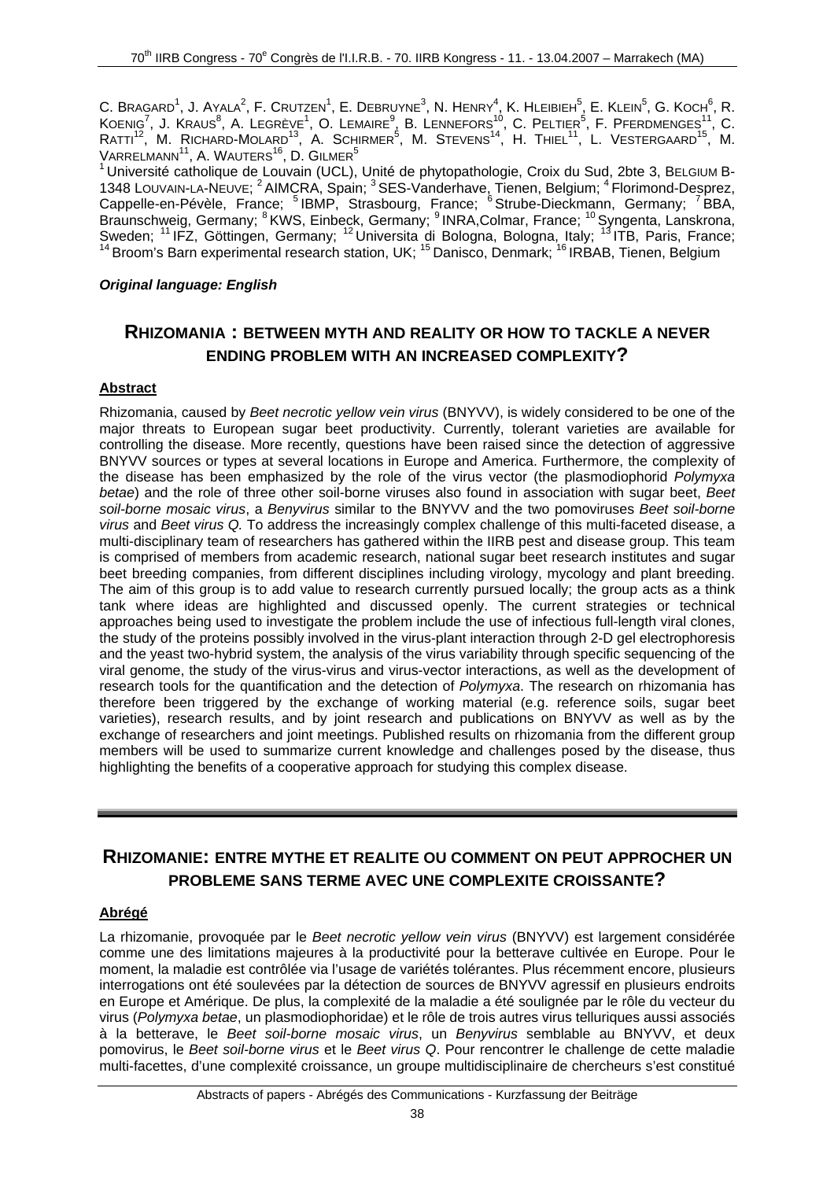C. Bragard[1], J. Ayala[2], F. Crutzen[1], E. Debruyne[3], N. Henry[4], K. Hleibieh[5], E. Klein[5], G. Koch[6], R. Koenig[7], J. Kraus[8], A. Legrève[1], O. Lemaire[9], B. Lennefors[10], C. Peltier[5], F. Pferdmenges[11], C. Ratti[12], M. Richard-Molard[13], A. Schirmer[5], M. Stevens[14], H. Thiel[11], L. Vestergaard[15], M. Varrelmann[11], A. Wauters[16], D. Gilmer[5]

[1] Université catholique de Louvain (UCL), Unité de phytopathologie, Croix du Sud, 2bte 3, Belgium B-1348 Louvain-la-Neuve; [2] AIMCRA, Spain; [3] SES-Vanderhave, Tienen, Belgium; [4] Florimond-Desprez, Cappelle-en-Pévèle, France; [5] IBMP, Strasbourg, France; [6] Strube-Dieckmann, Germany; [7] BBA, Braunschweig, Germany; [8] KWS, Einbeck, Germany; [9] INRA,Colmar, France; [10] Syngenta, Lanskrona, Sweden; [11] IFZ, Göttingen, Germany; [12] Universita di Bologna, Bologna, Italy; [13] ITB, Paris, France; [14] Broom's Barn experimental research station, UK; [15] Danisco, Denmark; [16] IRBAB, Tienen, Belgium

***Original language: English***

## RHIZOMANIA : BETWEEN MYTH AND REALITY OR HOW TO TACKLE A NEVER ENDING PROBLEM WITH AN INCREASED COMPLEXITY?

**Abstract**

Rhizomania, caused by *Beet necrotic yellow vein virus* (BNYVV), is widely considered to be one of the major threats to European sugar beet productivity. Currently, tolerant varieties are available for controlling the disease. More recently, questions have been raised since the detection of aggressive BNYVV sources or types at several locations in Europe and America. Furthermore, the complexity of the disease has been emphasized by the role of the virus vector (the plasmodiophorid *Polymyxa betae*) and the role of three other soil-borne viruses also found in association with sugar beet, *Beet soil-borne mosaic virus*, a *Benyvirus* similar to the BNYVV and the two pomoviruses *Beet soil-borne virus* and *Beet virus Q.* To address the increasingly complex challenge of this multi-faceted disease, a multi-disciplinary team of researchers has gathered within the IIRB pest and disease group. This team is comprised of members from academic research, national sugar beet research institutes and sugar beet breeding companies, from different disciplines including virology, mycology and plant breeding. The aim of this group is to add value to research currently pursued locally; the group acts as a think tank where ideas are highlighted and discussed openly. The current strategies or technical approaches being used to investigate the problem include the use of infectious full-length viral clones, the study of the proteins possibly involved in the virus-plant interaction through 2-D gel electrophoresis and the yeast two-hybrid system, the analysis of the virus variability through specific sequencing of the viral genome, the study of the virus-virus and virus-vector interactions, as well as the development of research tools for the quantification and the detection of *Polymyxa*. The research on rhizomania has therefore been triggered by the exchange of working material (e.g. reference soils, sugar beet varieties), research results, and by joint research and publications on BNYVV as well as by the exchange of researchers and joint meetings. Published results on rhizomania from the different group members will be used to summarize current knowledge and challenges posed by the disease, thus highlighting the benefits of a cooperative approach for studying this complex disease.

## RHIZOMANIE: ENTRE MYTHE ET REALITE OU COMMENT ON PEUT APPROCHER UN PROBLEME SANS TERME AVEC UNE COMPLEXITE CROISSANTE?

**Abrégé**

La rhizomanie, provoquée par le *Beet necrotic yellow vein virus* (BNYVV) est largement considérée comme une des limitations majeures à la productivité pour la betterave cultivée en Europe. Pour le moment, la maladie est contrôlée via l'usage de variétés tolérantes. Plus récemment encore, plusieurs interrogations ont été soulevées par la détection de sources de BNYVV agressif en plusieurs endroits en Europe et Amérique. De plus, la complexité de la maladie a été soulignée par le rôle du vecteur du virus (*Polymyxa betae*, un plasmodiophoridae) et le rôle de trois autres virus telluriques aussi associés à la betterave, le *Beet soil-borne mosaic virus*, un *Benyvirus* semblable au BNYVV, et deux pomovirus, le *Beet soil-borne virus* et le *Beet virus Q*. Pour rencontrer le challenge de cette maladie multi-facettes, d'une complexité croissance, un groupe multidisciplinaire de chercheurs s'est constitué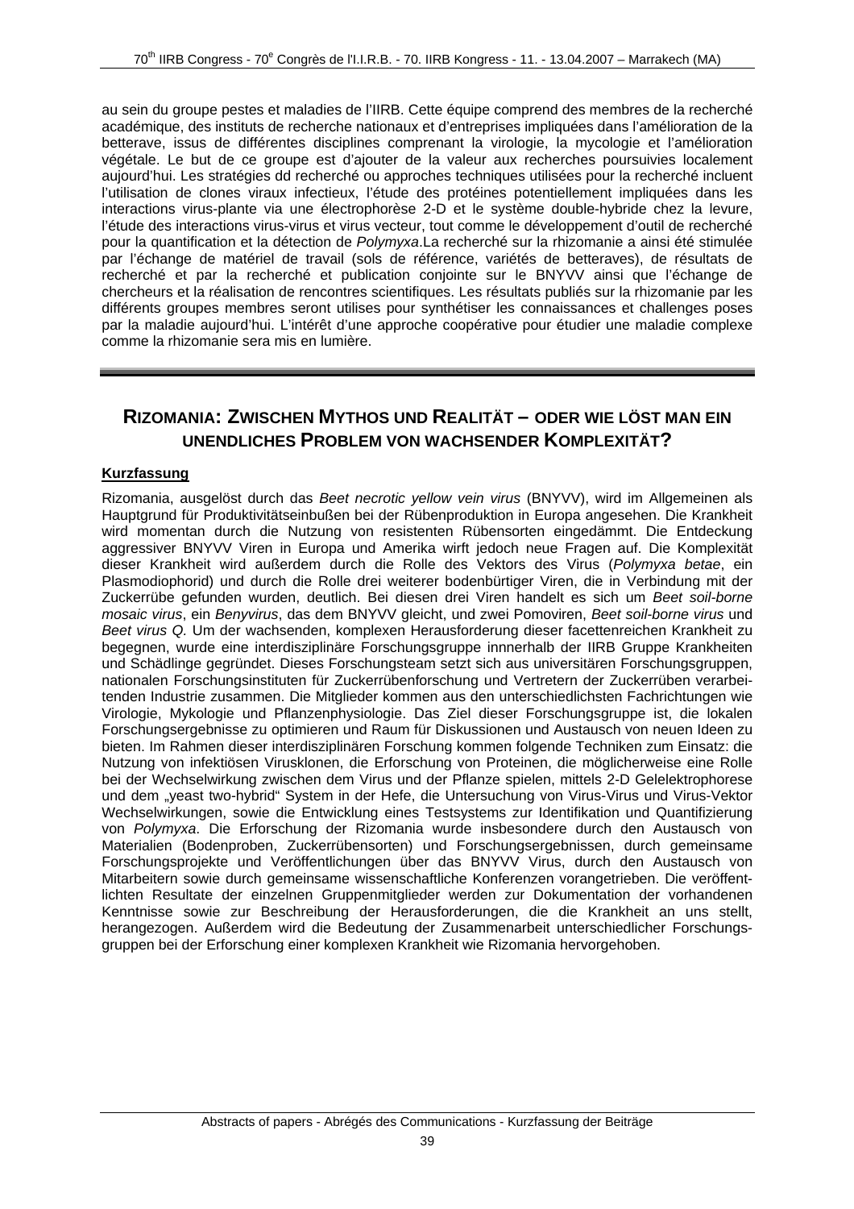au sein du groupe pestes et maladies de l'IIRB. Cette équipe comprend des membres de la recherché académique, des instituts de recherche nationaux et d'entreprises impliquées dans l'amélioration de la betterave, issus de différentes disciplines comprenant la virologie, la mycologie et l'amélioration végétale. Le but de ce groupe est d'ajouter de la valeur aux recherches poursuivies localement aujourd'hui. Les stratégies dd recherché ou approches techniques utilisées pour la recherché incluent l'utilisation de clones viraux infectieux, l'étude des protéines potentiellement impliquées dans les interactions virus-plante via une électrophorèse 2-D et le système double-hybride chez la levure, l'étude des interactions virus-virus et virus vecteur, tout comme le développement d'outil de recherché pour la quantification et la détection de *Polymyxa*.La recherché sur la rhizomanie a ainsi été stimulée par l'échange de matériel de travail (sols de référence, variétés de betteraves), de résultats de recherché et par la recherché et publication conjointe sur le BNYVV ainsi que l'échange de chercheurs et la réalisation de rencontres scientifiques. Les résultats publiés sur la rhizomanie par les différents groupes membres seront utilises pour synthétiser les connaissances et challenges poses par la maladie aujourd'hui. L'intérêt d'une approche coopérative pour étudier une maladie complexe comme la rhizomanie sera mis en lumière.

---

## RIZOMANIA: ZWISCHEN MYTHOS UND REALITÄT – ODER WIE LÖST MAN EIN UNENDLICHES PROBLEM VON WACHSENDER KOMPLEXITÄT?

**Kurzfassung**

Rizomania, ausgelöst durch das *Beet necrotic yellow vein virus* (BNYVV), wird im Allgemeinen als Hauptgrund für Produktivitätseinbußen bei der Rübenproduktion in Europa angesehen. Die Krankheit wird momentan durch die Nutzung von resistenten Rübensorten eingedämmt. Die Entdeckung aggressiver BNYVV Viren in Europa und Amerika wirft jedoch neue Fragen auf. Die Komplexität dieser Krankheit wird außerdem durch die Rolle des Vektors des Virus (*Polymyxa betae*, ein Plasmodiophorid) und durch die Rolle drei weiterer bodenbürtiger Viren, die in Verbindung mit der Zuckerrübe gefunden wurden, deutlich. Bei diesen drei Viren handelt es sich um *Beet soil-borne mosaic virus*, ein *Benyvirus*, das dem BNYVV gleicht, und zwei Pomoviren, *Beet soil-borne virus* und *Beet virus Q.* Um der wachsenden, komplexen Herausforderung dieser facettenreichen Krankheit zu begegnen, wurde eine interdisziplinäre Forschungsgruppe innnerhalb der IIRB Gruppe Krankheiten und Schädlinge gegründet. Dieses Forschungsteam setzt sich aus universitären Forschungsgruppen, nationalen Forschungsinstituten für Zuckerrübenforschung und Vertretern der Zuckerrüben verarbeitenden Industrie zusammen. Die Mitglieder kommen aus den unterschiedlichsten Fachrichtungen wie Virologie, Mykologie und Pflanzenphysiologie. Das Ziel dieser Forschungsgruppe ist, die lokalen Forschungsergebnisse zu optimieren und Raum für Diskussionen und Austausch von neuen Ideen zu bieten. Im Rahmen dieser interdisziplinären Forschung kommen folgende Techniken zum Einsatz: die Nutzung von infektiösen Virusklonen, die Erforschung von Proteinen, die möglicherweise eine Rolle bei der Wechselwirkung zwischen dem Virus und der Pflanze spielen, mittels 2-D Gelelektrophorese und dem „yeast two-hybrid" System in der Hefe, die Untersuchung von Virus-Virus und Virus-Vektor Wechselwirkungen, sowie die Entwicklung eines Testsystems zur Identifikation und Quantifizierung von *Polymyxa*. Die Erforschung der Rizomania wurde insbesondere durch den Austausch von Materialien (Bodenproben, Zuckerrübensorten) und Forschungsergebnissen, durch gemeinsame Forschungsprojekte und Veröffentlichungen über das BNYVV Virus, durch den Austausch von Mitarbeitern sowie durch gemeinsame wissenschaftliche Konferenzen vorangetrieben. Die veröffentlichten Resultate der einzelnen Gruppenmitglieder werden zur Dokumentation der vorhandenen Kenntnisse sowie zur Beschreibung der Herausforderungen, die die Krankheit an uns stellt, herangezogen. Außerdem wird die Bedeutung der Zusammenarbeit unterschiedlicher Forschungsgruppen bei der Erforschung einer komplexen Krankheit wie Rizomania hervorgehoben.